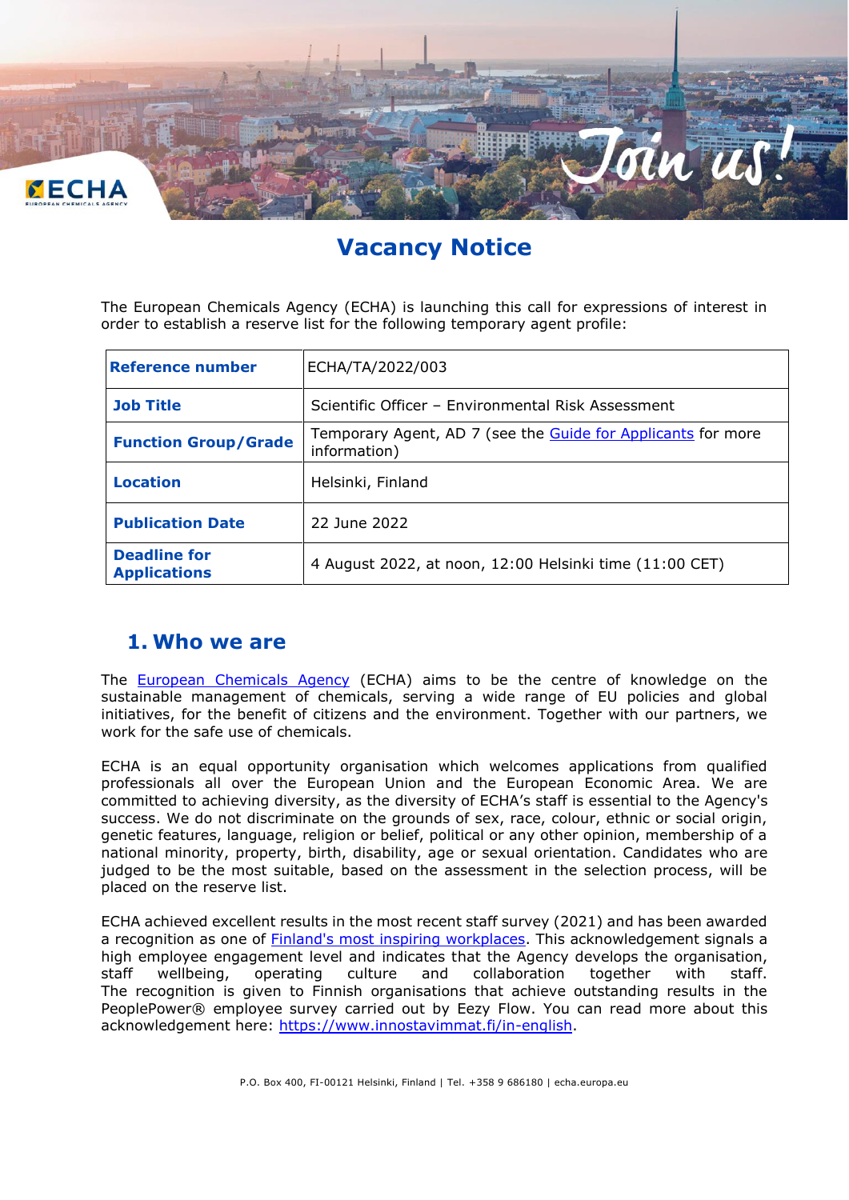# Vacancy Notice

The European Chemicals Agency (ECHA) is launching this call for expressions of interest in order to establish a reserve list for the following temporary agent profile:

| | |
|---|---|
| **Reference number** | ECHA/TA/2022/003 |
| **Job Title** | Scientific Officer – Environmental Risk Assessment |
| **Function Group/Grade** | Temporary Agent, AD 7 (see the Guide for Applicants for more information) |
| **Location** | Helsinki, Finland |
| **Publication Date** | 22 June 2022 |
| **Deadline for Applications** | 4 August 2022, at noon, 12:00 Helsinki time (11:00 CET) |

## 1. Who we are

The European Chemicals Agency (ECHA) aims to be the centre of knowledge on the sustainable management of chemicals, serving a wide range of EU policies and global initiatives, for the benefit of citizens and the environment. Together with our partners, we work for the safe use of chemicals.

ECHA is an equal opportunity organisation which welcomes applications from qualified professionals all over the European Union and the European Economic Area. We are committed to achieving diversity, as the diversity of ECHA's staff is essential to the Agency's success. We do not discriminate on the grounds of sex, race, colour, ethnic or social origin, genetic features, language, religion or belief, political or any other opinion, membership of a national minority, property, birth, disability, age or sexual orientation. Candidates who are judged to be the most suitable, based on the assessment in the selection process, will be placed on the reserve list.

ECHA achieved excellent results in the most recent staff survey (2021) and has been awarded a recognition as one of Finland's most inspiring workplaces. This acknowledgement signals a high employee engagement level and indicates that the Agency develops the organisation, staff wellbeing, operating culture and collaboration together with staff. The recognition is given to Finnish organisations that achieve outstanding results in the PeoplePower® employee survey carried out by Eezy Flow. You can read more about this acknowledgement here: https://www.innostavimmat.fi/in-english.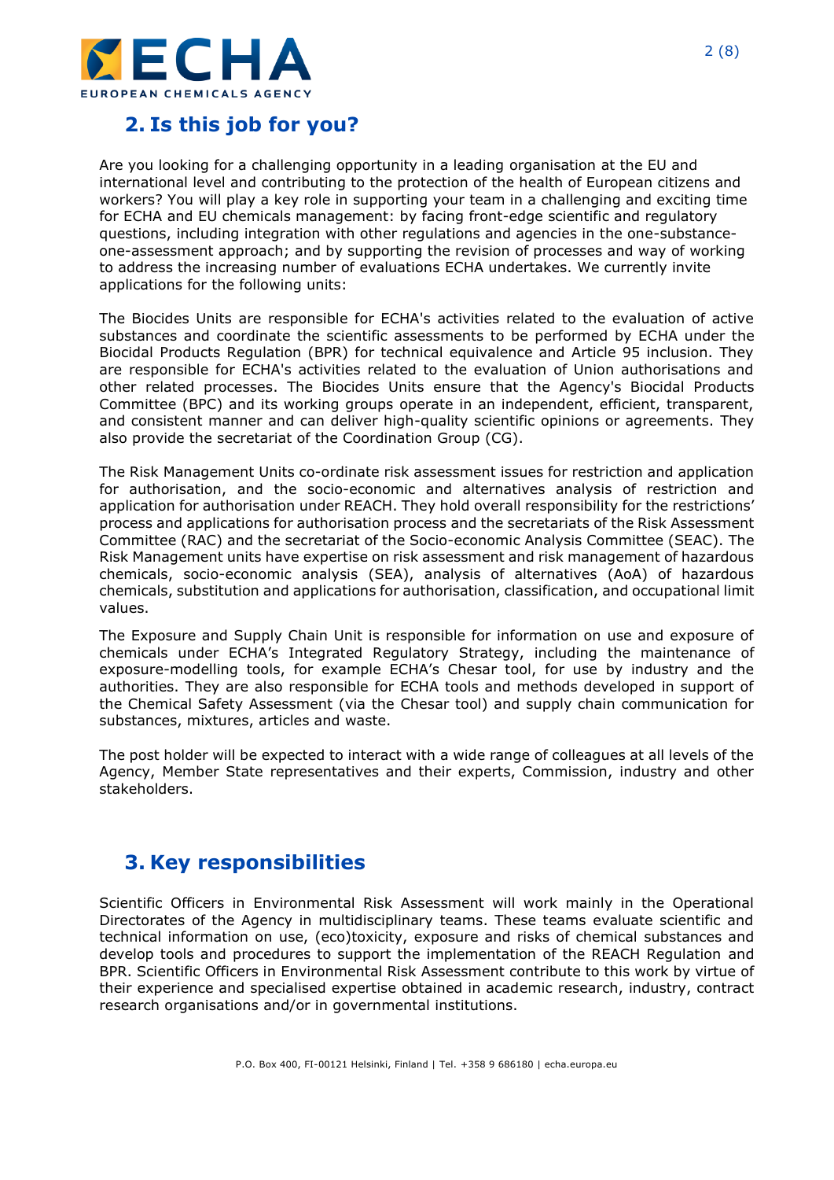## 2. Is this job for you?

Are you looking for a challenging opportunity in a leading organisation at the EU and international level and contributing to the protection of the health of European citizens and workers? You will play a key role in supporting your team in a challenging and exciting time for ECHA and EU chemicals management: by facing front-edge scientific and regulatory questions, including integration with other regulations and agencies in the one-substance-one-assessment approach; and by supporting the revision of processes and way of working to address the increasing number of evaluations ECHA undertakes. We currently invite applications for the following units:

The Biocides Units are responsible for ECHA's activities related to the evaluation of active substances and coordinate the scientific assessments to be performed by ECHA under the Biocidal Products Regulation (BPR) for technical equivalence and Article 95 inclusion. They are responsible for ECHA's activities related to the evaluation of Union authorisations and other related processes. The Biocides Units ensure that the Agency's Biocidal Products Committee (BPC) and its working groups operate in an independent, efficient, transparent, and consistent manner and can deliver high-quality scientific opinions or agreements. They also provide the secretariat of the Coordination Group (CG).

The Risk Management Units co-ordinate risk assessment issues for restriction and application for authorisation, and the socio-economic and alternatives analysis of restriction and application for authorisation under REACH. They hold overall responsibility for the restrictions' process and applications for authorisation process and the secretariats of the Risk Assessment Committee (RAC) and the secretariat of the Socio-economic Analysis Committee (SEAC). The Risk Management units have expertise on risk assessment and risk management of hazardous chemicals, socio-economic analysis (SEA), analysis of alternatives (AoA) of hazardous chemicals, substitution and applications for authorisation, classification, and occupational limit values.

The Exposure and Supply Chain Unit is responsible for information on use and exposure of chemicals under ECHA's Integrated Regulatory Strategy, including the maintenance of exposure-modelling tools, for example ECHA's Chesar tool, for use by industry and the authorities. They are also responsible for ECHA tools and methods developed in support of the Chemical Safety Assessment (via the Chesar tool) and supply chain communication for substances, mixtures, articles and waste.

The post holder will be expected to interact with a wide range of colleagues at all levels of the Agency, Member State representatives and their experts, Commission, industry and other stakeholders.

## 3. Key responsibilities

Scientific Officers in Environmental Risk Assessment will work mainly in the Operational Directorates of the Agency in multidisciplinary teams. These teams evaluate scientific and technical information on use, (eco)toxicity, exposure and risks of chemical substances and develop tools and procedures to support the implementation of the REACH Regulation and BPR. Scientific Officers in Environmental Risk Assessment contribute to this work by virtue of their experience and specialised expertise obtained in academic research, industry, contract research organisations and/or in governmental institutions.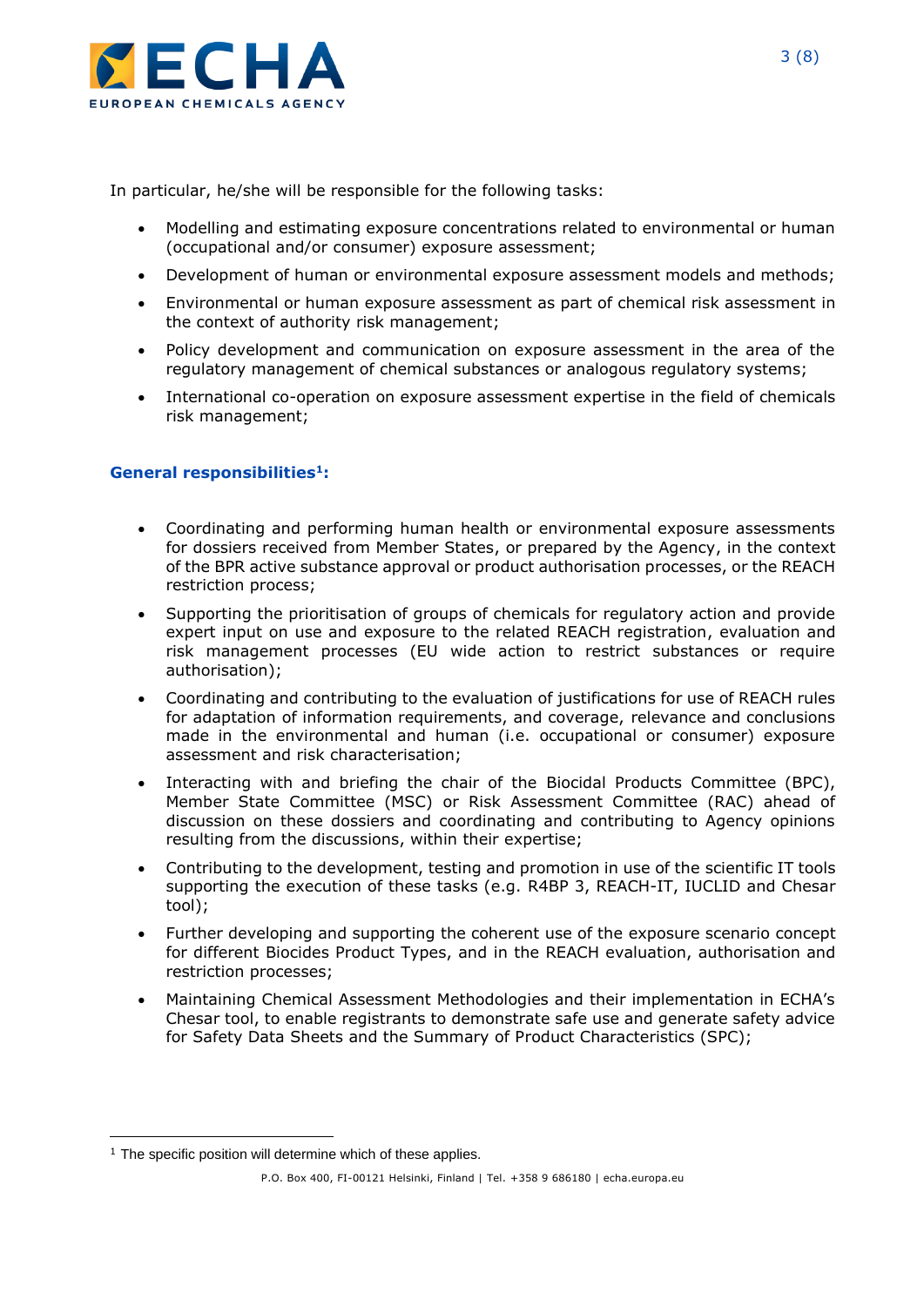In particular, he/she will be responsible for the following tasks:

- Modelling and estimating exposure concentrations related to environmental or human (occupational and/or consumer) exposure assessment;
- Development of human or environmental exposure assessment models and methods;
- Environmental or human exposure assessment as part of chemical risk assessment in the context of authority risk management;
- Policy development and communication on exposure assessment in the area of the regulatory management of chemical substances or analogous regulatory systems;
- International co-operation on exposure assessment expertise in the field of chemicals risk management;

### General responsibilities[1]:

- Coordinating and performing human health or environmental exposure assessments for dossiers received from Member States, or prepared by the Agency, in the context of the BPR active substance approval or product authorisation processes, or the REACH restriction process;
- Supporting the prioritisation of groups of chemicals for regulatory action and provide expert input on use and exposure to the related REACH registration, evaluation and risk management processes (EU wide action to restrict substances or require authorisation);
- Coordinating and contributing to the evaluation of justifications for use of REACH rules for adaptation of information requirements, and coverage, relevance and conclusions made in the environmental and human (i.e. occupational or consumer) exposure assessment and risk characterisation;
- Interacting with and briefing the chair of the Biocidal Products Committee (BPC), Member State Committee (MSC) or Risk Assessment Committee (RAC) ahead of discussion on these dossiers and coordinating and contributing to Agency opinions resulting from the discussions, within their expertise;
- Contributing to the development, testing and promotion in use of the scientific IT tools supporting the execution of these tasks (e.g. R4BP 3, REACH-IT, IUCLID and Chesar tool);
- Further developing and supporting the coherent use of the exposure scenario concept for different Biocides Product Types, and in the REACH evaluation, authorisation and restriction processes;
- Maintaining Chemical Assessment Methodologies and their implementation in ECHA's Chesar tool, to enable registrants to demonstrate safe use and generate safety advice for Safety Data Sheets and the Summary of Product Characteristics (SPC);

---

[1] The specific position will determine which of these applies.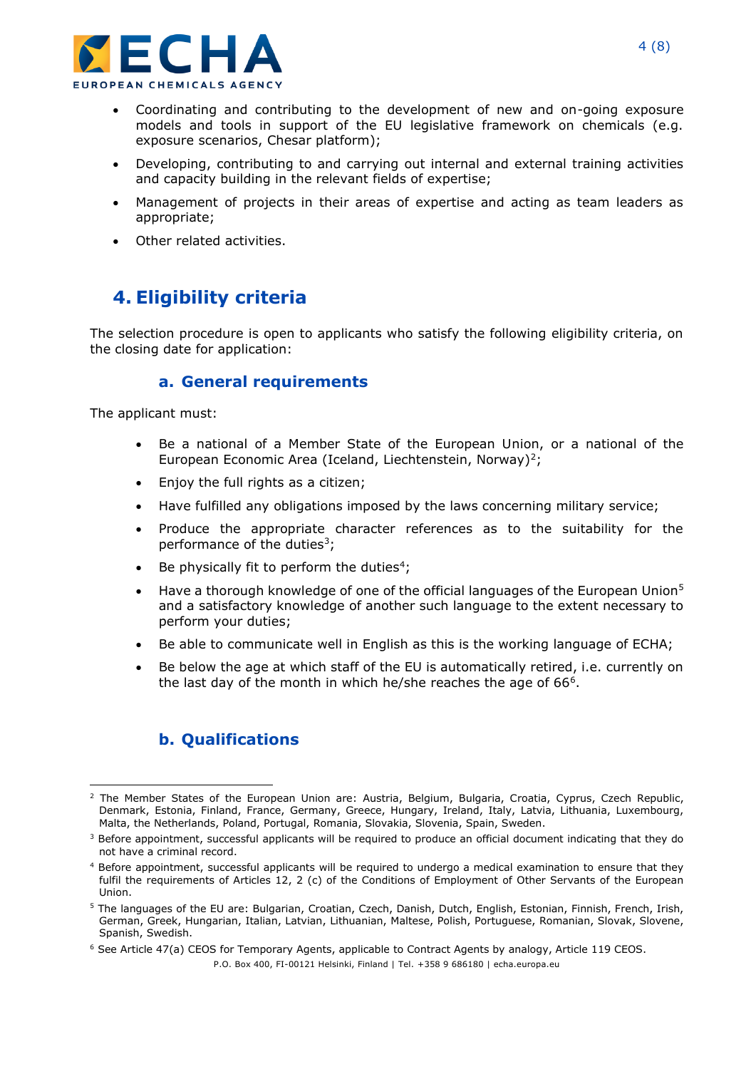- Coordinating and contributing to the development of new and on-going exposure models and tools in support of the EU legislative framework on chemicals (e.g. exposure scenarios, Chesar platform);
- Developing, contributing to and carrying out internal and external training activities and capacity building in the relevant fields of expertise;
- Management of projects in their areas of expertise and acting as team leaders as appropriate;
- Other related activities.

## 4. Eligibility criteria

The selection procedure is open to applicants who satisfy the following eligibility criteria, on the closing date for application:

### a. General requirements

The applicant must:

- Be a national of a Member State of the European Union, or a national of the European Economic Area (Iceland, Liechtenstein, Norway)[2];
- Enjoy the full rights as a citizen;
- Have fulfilled any obligations imposed by the laws concerning military service;
- Produce the appropriate character references as to the suitability for the performance of the duties[3];
- Be physically fit to perform the duties[4];
- Have a thorough knowledge of one of the official languages of the European Union[5] and a satisfactory knowledge of another such language to the extent necessary to perform your duties;
- Be able to communicate well in English as this is the working language of ECHA;
- Be below the age at which staff of the EU is automatically retired, i.e. currently on the last day of the month in which he/she reaches the age of 66[6].

### b. Qualifications

---

[2] The Member States of the European Union are: Austria, Belgium, Bulgaria, Croatia, Cyprus, Czech Republic, Denmark, Estonia, Finland, France, Germany, Greece, Hungary, Ireland, Italy, Latvia, Lithuania, Luxembourg, Malta, the Netherlands, Poland, Portugal, Romania, Slovakia, Slovenia, Spain, Sweden.

[3] Before appointment, successful applicants will be required to produce an official document indicating that they do not have a criminal record.

[4] Before appointment, successful applicants will be required to undergo a medical examination to ensure that they fulfil the requirements of Articles 12, 2 (c) of the Conditions of Employment of Other Servants of the European Union.

[5] The languages of the EU are: Bulgarian, Croatian, Czech, Danish, Dutch, English, Estonian, Finnish, French, Irish, German, Greek, Hungarian, Italian, Latvian, Lithuanian, Maltese, Polish, Portuguese, Romanian, Slovak, Slovene, Spanish, Swedish.

[6] See Article 47(a) CEOS for Temporary Agents, applicable to Contract Agents by analogy, Article 119 CEOS.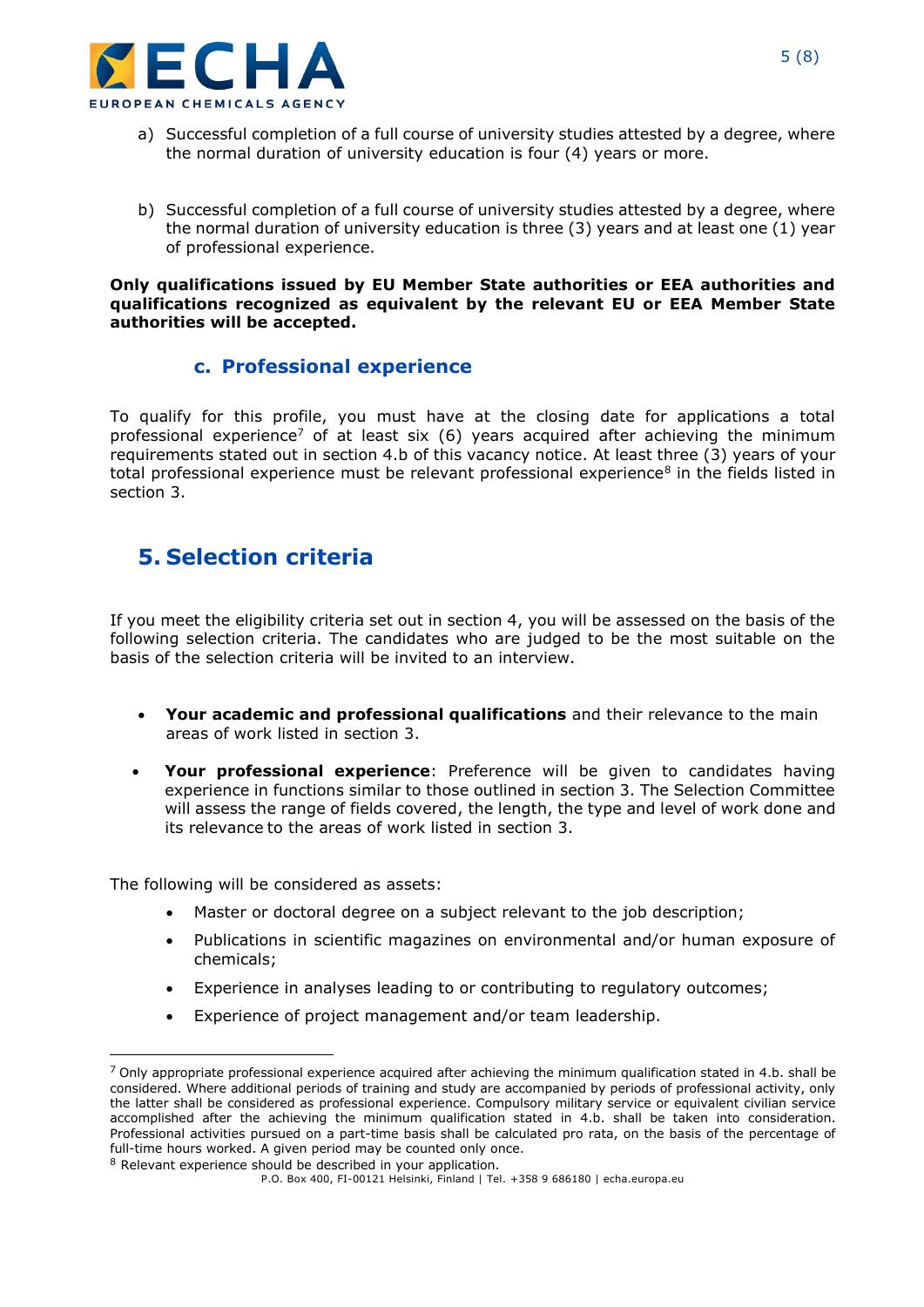a) Successful completion of a full course of university studies attested by a degree, where the normal duration of university education is four (4) years or more.

b) Successful completion of a full course of university studies attested by a degree, where the normal duration of university education is three (3) years and at least one (1) year of professional experience.

**Only qualifications issued by EU Member State authorities or EEA authorities and qualifications recognized as equivalent by the relevant EU or EEA Member State authorities will be accepted.**

### c. Professional experience

To qualify for this profile, you must have at the closing date for applications a total professional experience[7] of at least six (6) years acquired after achieving the minimum requirements stated out in section 4.b of this vacancy notice. At least three (3) years of your total professional experience must be relevant professional experience[8] in the fields listed in section 3.

## 5. Selection criteria

If you meet the eligibility criteria set out in section 4, you will be assessed on the basis of the following selection criteria. The candidates who are judged to be the most suitable on the basis of the selection criteria will be invited to an interview.

- **Your academic and professional qualifications** and their relevance to the main areas of work listed in section 3.
- **Your professional experience**: Preference will be given to candidates having experience in functions similar to those outlined in section 3. The Selection Committee will assess the range of fields covered, the length, the type and level of work done and its relevance to the areas of work listed in section 3.

The following will be considered as assets:

- Master or doctoral degree on a subject relevant to the job description;
- Publications in scientific magazines on environmental and/or human exposure of chemicals;
- Experience in analyses leading to or contributing to regulatory outcomes;
- Experience of project management and/or team leadership.

---

[7] Only appropriate professional experience acquired after achieving the minimum qualification stated in 4.b. shall be considered. Where additional periods of training and study are accompanied by periods of professional activity, only the latter shall be considered as professional experience. Compulsory military service or equivalent civilian service accomplished after the achieving the minimum qualification stated in 4.b. shall be taken into consideration. Professional activities pursued on a part-time basis shall be calculated pro rata, on the basis of the percentage of full-time hours worked. A given period may be counted only once.

[8] Relevant experience should be described in your application.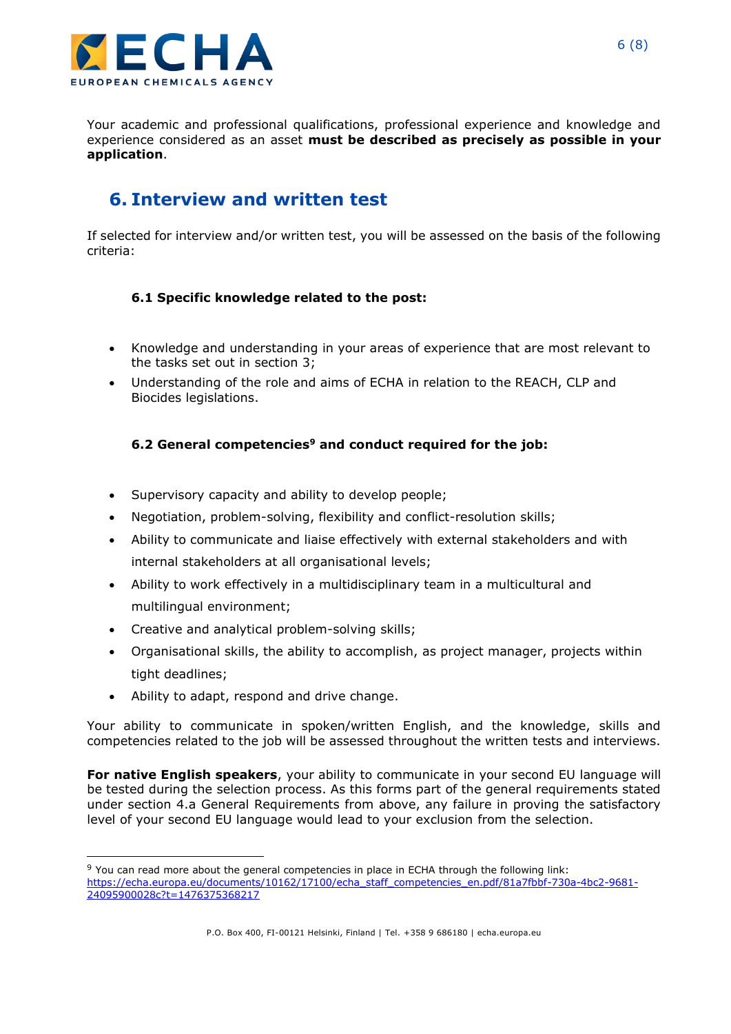Your academic and professional qualifications, professional experience and knowledge and experience considered as an asset **must be described as precisely as possible in your application**.

## 6. Interview and written test

If selected for interview and/or written test, you will be assessed on the basis of the following criteria:

### 6.1 Specific knowledge related to the post:

- Knowledge and understanding in your areas of experience that are most relevant to the tasks set out in section 3;
- Understanding of the role and aims of ECHA in relation to the REACH, CLP and Biocides legislations.

### 6.2 General competencies[9] and conduct required for the job:

- Supervisory capacity and ability to develop people;
- Negotiation, problem-solving, flexibility and conflict-resolution skills;
- Ability to communicate and liaise effectively with external stakeholders and with internal stakeholders at all organisational levels;
- Ability to work effectively in a multidisciplinary team in a multicultural and multilingual environment;
- Creative and analytical problem-solving skills;
- Organisational skills, the ability to accomplish, as project manager, projects within tight deadlines;
- Ability to adapt, respond and drive change.

Your ability to communicate in spoken/written English, and the knowledge, skills and competencies related to the job will be assessed throughout the written tests and interviews.

**For native English speakers**, your ability to communicate in your second EU language will be tested during the selection process. As this forms part of the general requirements stated under section 4.a General Requirements from above, any failure in proving the satisfactory level of your second EU language would lead to your exclusion from the selection.

---

[9] You can read more about the general competencies in place in ECHA through the following link: https://echa.europa.eu/documents/10162/17100/echa_staff_competencies_en.pdf/81a7fbbf-730a-4bc2-9681-24095900028c?t=1476375368217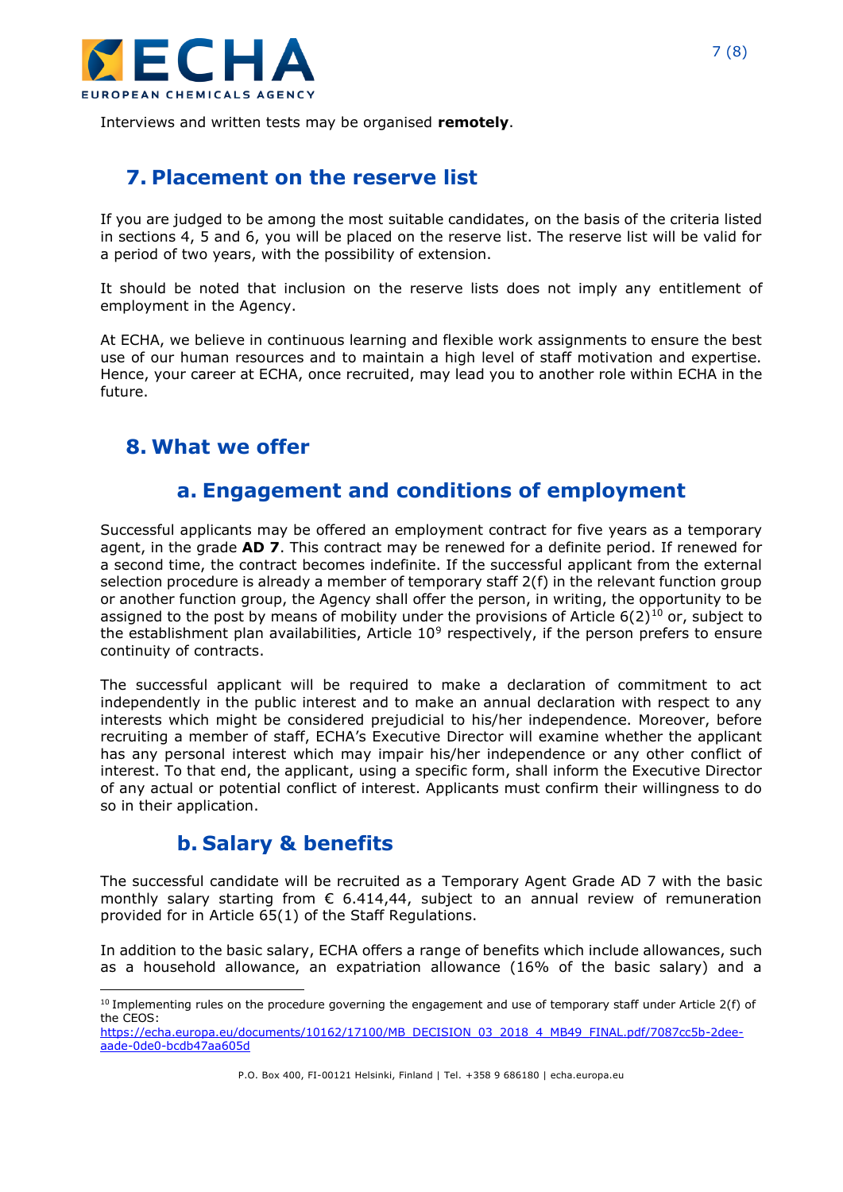Interviews and written tests may be organised **remotely**.

## 7. Placement on the reserve list

If you are judged to be among the most suitable candidates, on the basis of the criteria listed in sections 4, 5 and 6, you will be placed on the reserve list. The reserve list will be valid for a period of two years, with the possibility of extension.

It should be noted that inclusion on the reserve lists does not imply any entitlement of employment in the Agency.

At ECHA, we believe in continuous learning and flexible work assignments to ensure the best use of our human resources and to maintain a high level of staff motivation and expertise. Hence, your career at ECHA, once recruited, may lead you to another role within ECHA in the future.

## 8. What we offer

### a. Engagement and conditions of employment

Successful applicants may be offered an employment contract for five years as a temporary agent, in the grade **AD 7**. This contract may be renewed for a definite period. If renewed for a second time, the contract becomes indefinite. If the successful applicant from the external selection procedure is already a member of temporary staff 2(f) in the relevant function group or another function group, the Agency shall offer the person, in writing, the opportunity to be assigned to the post by means of mobility under the provisions of Article 6(2)[10] or, subject to the establishment plan availabilities, Article 10[9] respectively, if the person prefers to ensure continuity of contracts.

The successful applicant will be required to make a declaration of commitment to act independently in the public interest and to make an annual declaration with respect to any interests which might be considered prejudicial to his/her independence. Moreover, before recruiting a member of staff, ECHA's Executive Director will examine whether the applicant has any personal interest which may impair his/her independence or any other conflict of interest. To that end, the applicant, using a specific form, shall inform the Executive Director of any actual or potential conflict of interest. Applicants must confirm their willingness to do so in their application.

### b. Salary & benefits

The successful candidate will be recruited as a Temporary Agent Grade AD 7 with the basic monthly salary starting from € 6.414,44, subject to an annual review of remuneration provided for in Article 65(1) of the Staff Regulations.

In addition to the basic salary, ECHA offers a range of benefits which include allowances, such as a household allowance, an expatriation allowance (16% of the basic salary) and a

---

[10] Implementing rules on the procedure governing the engagement and use of temporary staff under Article 2(f) of the CEOS: https://echa.europa.eu/documents/10162/17100/MB_DECISION_03_2018_4_MB49_FINAL.pdf/7087cc5b-2dee-aade-0de0-bcdb47aa605d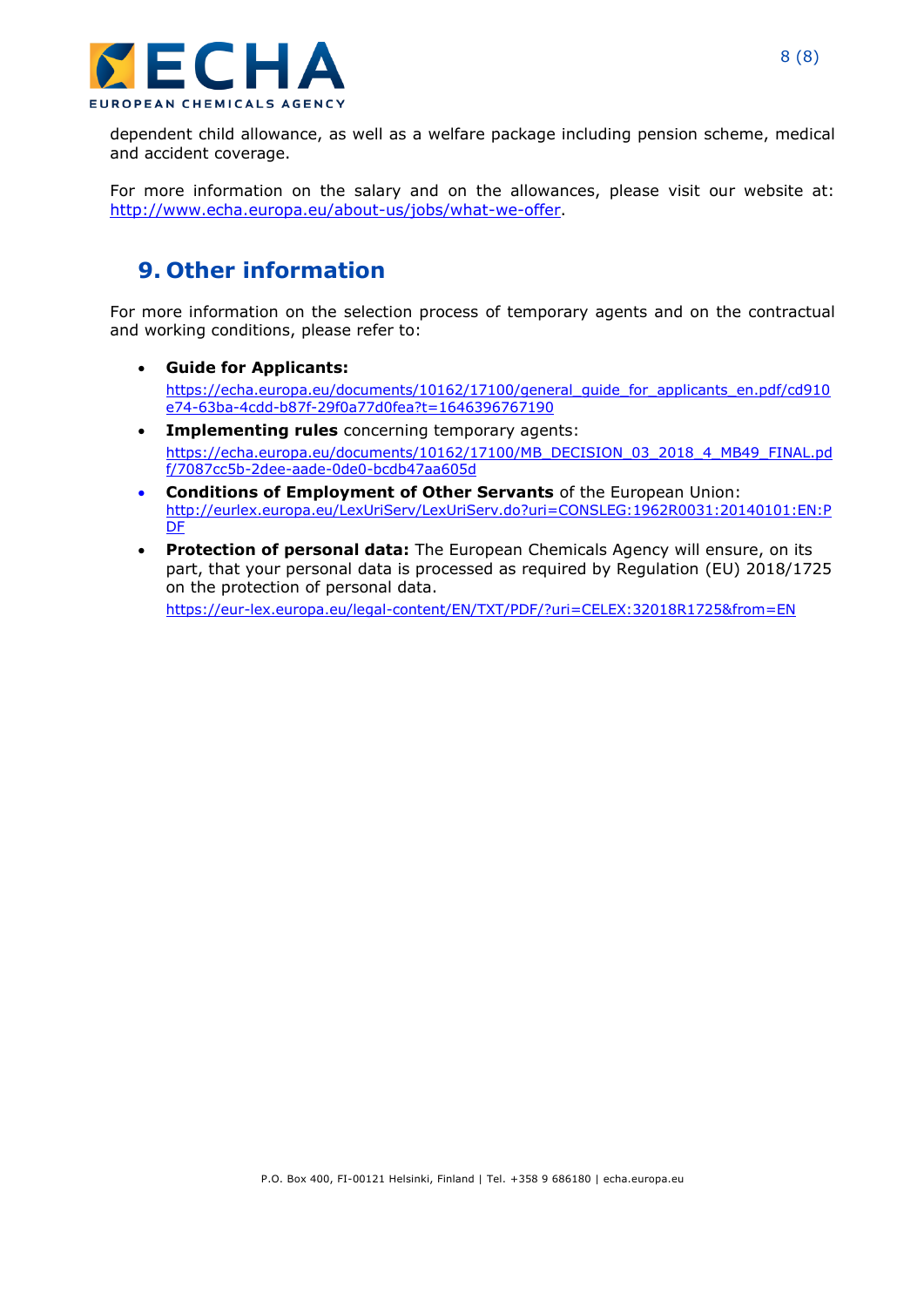dependent child allowance, as well as a welfare package including pension scheme, medical and accident coverage.

For more information on the salary and on the allowances, please visit our website at: http://www.echa.europa.eu/about-us/jobs/what-we-offer.

## 9. Other information

For more information on the selection process of temporary agents and on the contractual and working conditions, please refer to:

- **Guide for Applicants:** https://echa.europa.eu/documents/10162/17100/general_guide_for_applicants_en.pdf/cd910e74-63ba-4cdd-b87f-29f0a77d0fea?t=1646396767190
- **Implementing rules** concerning temporary agents: https://echa.europa.eu/documents/10162/17100/MB_DECISION_03_2018_4_MB49_FINAL.pdf/7087cc5b-2dee-aade-0de0-bcdb47aa605d
- **Conditions of Employment of Other Servants** of the European Union: http://eurlex.europa.eu/LexUriServ/LexUriServ.do?uri=CONSLEG:1962R0031:20140101:EN:PDF
- **Protection of personal data:** The European Chemicals Agency will ensure, on its part, that your personal data is processed as required by Regulation (EU) 2018/1725 on the protection of personal data. https://eur-lex.europa.eu/legal-content/EN/TXT/PDF/?uri=CELEX:32018R1725&from=EN